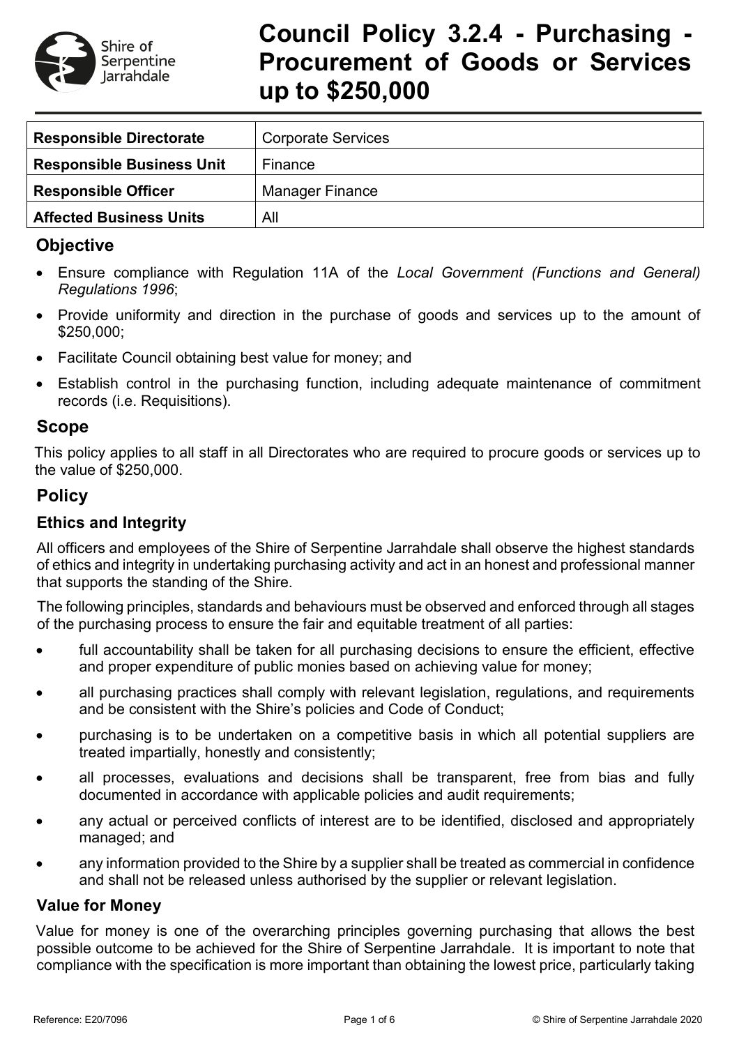# Council Policy 3.2.4 - Purchasing - Procurement of Goods or Services up to $250,000

| Responsible Directorate | Corporate Services |
|---|---|
| **Responsible Business Unit** | Finance |
| **Responsible Officer** | Manager Finance |
| **Affected Business Units** | All |

## Objective

- Ensure compliance with Regulation 11A of the *Local Government (Functions and General) Regulations 1996*;
- Provide uniformity and direction in the purchase of goods and services up to the amount of $250,000;
- Facilitate Council obtaining best value for money; and
- Establish control in the purchasing function, including adequate maintenance of commitment records (i.e. Requisitions).

## Scope

This policy applies to all staff in all Directorates who are required to procure goods or services up to the value of $250,000.

## Policy

### Ethics and Integrity

All officers and employees of the Shire of Serpentine Jarrahdale shall observe the highest standards of ethics and integrity in undertaking purchasing activity and act in an honest and professional manner that supports the standing of the Shire.

The following principles, standards and behaviours must be observed and enforced through all stages of the purchasing process to ensure the fair and equitable treatment of all parties:

- full accountability shall be taken for all purchasing decisions to ensure the efficient, effective and proper expenditure of public monies based on achieving value for money;
- all purchasing practices shall comply with relevant legislation, regulations, and requirements and be consistent with the Shire's policies and Code of Conduct;
- purchasing is to be undertaken on a competitive basis in which all potential suppliers are treated impartially, honestly and consistently;
- all processes, evaluations and decisions shall be transparent, free from bias and fully documented in accordance with applicable policies and audit requirements;
- any actual or perceived conflicts of interest are to be identified, disclosed and appropriately managed; and
- any information provided to the Shire by a supplier shall be treated as commercial in confidence and shall not be released unless authorised by the supplier or relevant legislation.

### Value for Money

Value for money is one of the overarching principles governing purchasing that allows the best possible outcome to be achieved for the Shire of Serpentine Jarrahdale. It is important to note that compliance with the specification is more important than obtaining the lowest price, particularly taking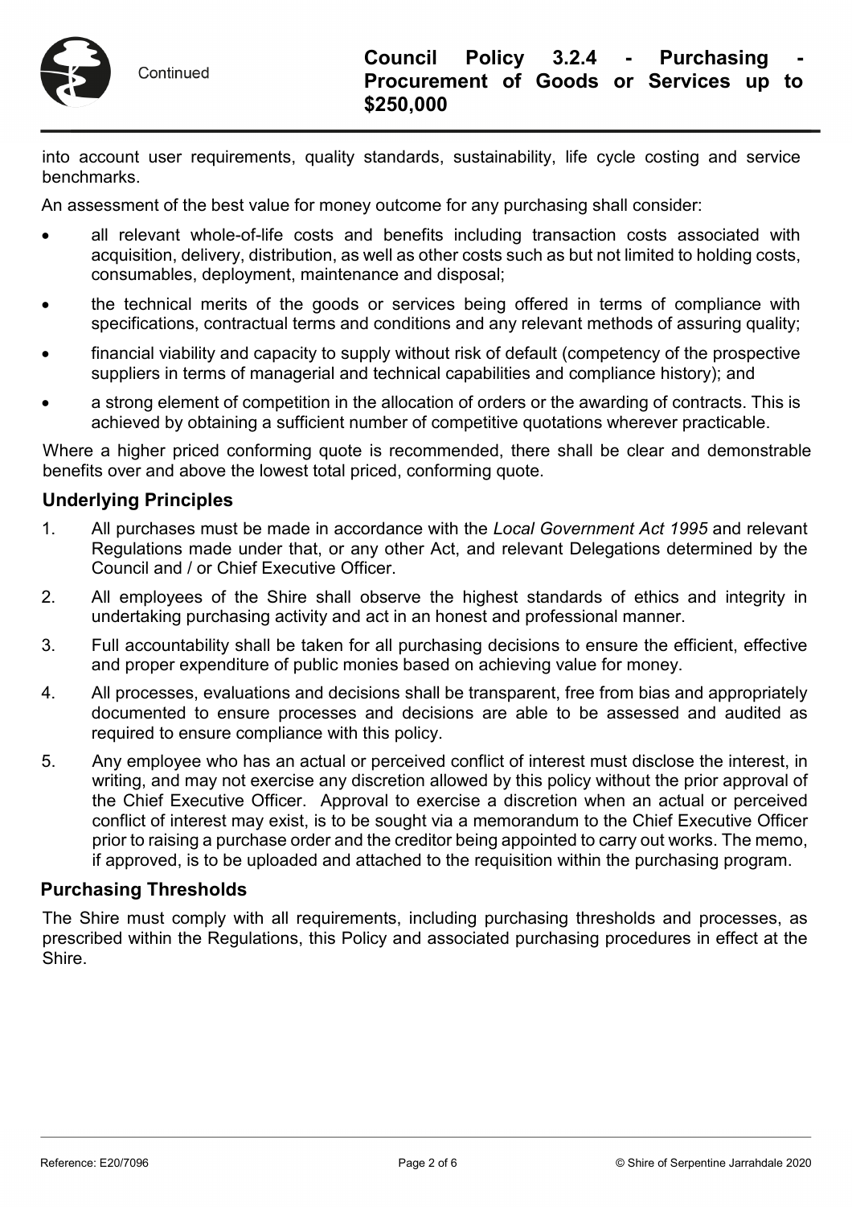into account user requirements, quality standards, sustainability, life cycle costing and service benchmarks.

An assessment of the best value for money outcome for any purchasing shall consider:

- all relevant whole-of-life costs and benefits including transaction costs associated with acquisition, delivery, distribution, as well as other costs such as but not limited to holding costs, consumables, deployment, maintenance and disposal;
- the technical merits of the goods or services being offered in terms of compliance with specifications, contractual terms and conditions and any relevant methods of assuring quality;
- financial viability and capacity to supply without risk of default (competency of the prospective suppliers in terms of managerial and technical capabilities and compliance history); and
- a strong element of competition in the allocation of orders or the awarding of contracts. This is achieved by obtaining a sufficient number of competitive quotations wherever practicable.

Where a higher priced conforming quote is recommended, there shall be clear and demonstrable benefits over and above the lowest total priced, conforming quote.

## Underlying Principles

1. All purchases must be made in accordance with the *Local Government Act 1995* and relevant Regulations made under that, or any other Act, and relevant Delegations determined by the Council and / or Chief Executive Officer.
2. All employees of the Shire shall observe the highest standards of ethics and integrity in undertaking purchasing activity and act in an honest and professional manner.
3. Full accountability shall be taken for all purchasing decisions to ensure the efficient, effective and proper expenditure of public monies based on achieving value for money.
4. All processes, evaluations and decisions shall be transparent, free from bias and appropriately documented to ensure processes and decisions are able to be assessed and audited as required to ensure compliance with this policy.
5. Any employee who has an actual or perceived conflict of interest must disclose the interest, in writing, and may not exercise any discretion allowed by this policy without the prior approval of the Chief Executive Officer. Approval to exercise a discretion when an actual or perceived conflict of interest may exist, is to be sought via a memorandum to the Chief Executive Officer prior to raising a purchase order and the creditor being appointed to carry out works. The memo, if approved, is to be uploaded and attached to the requisition within the purchasing program.

## Purchasing Thresholds

The Shire must comply with all requirements, including purchasing thresholds and processes, as prescribed within the Regulations, this Policy and associated purchasing procedures in effect at the Shire.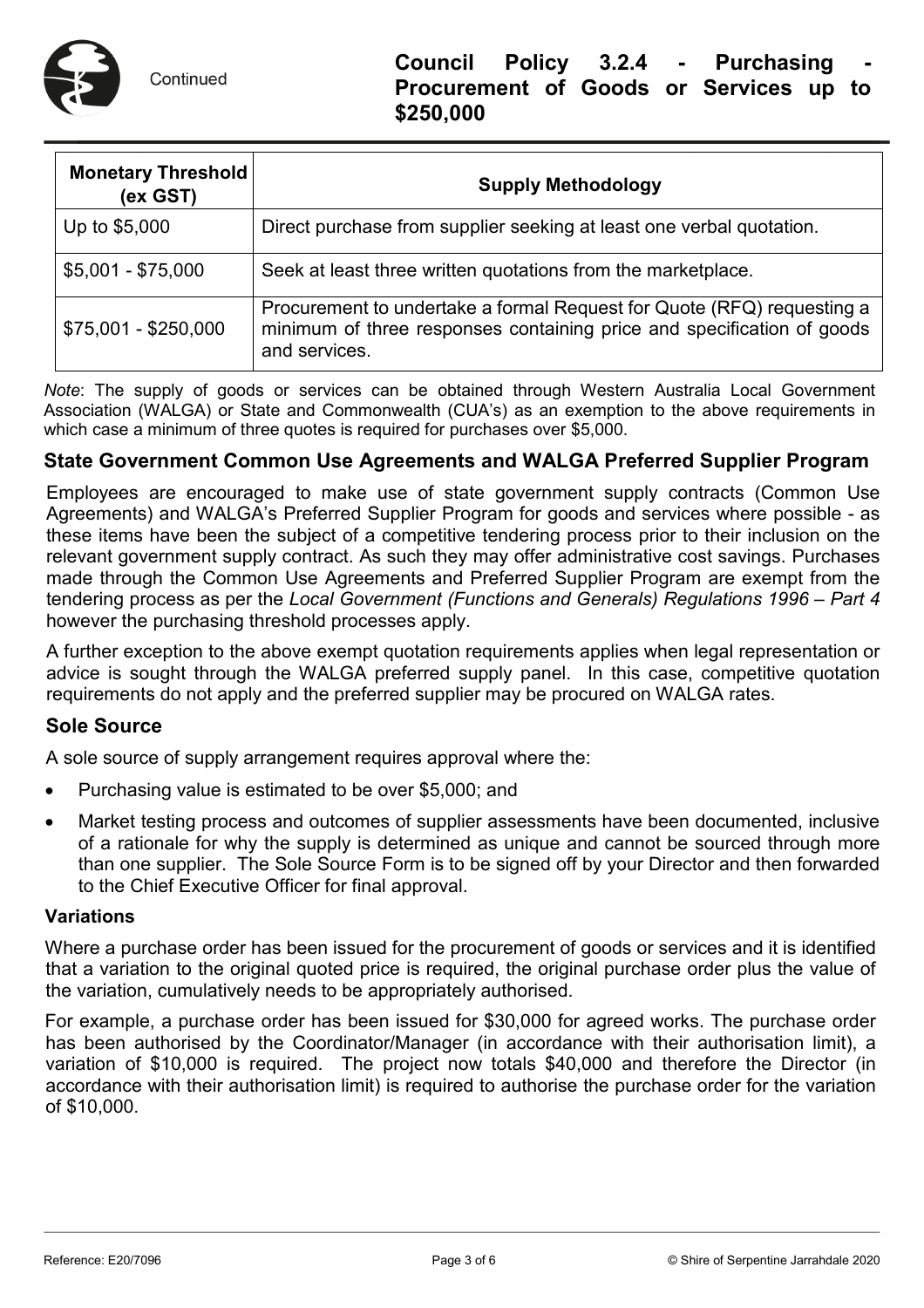| Monetary Threshold (ex GST) | Supply Methodology |
| --- | --- |
| Up to $5,000 | Direct purchase from supplier seeking at least one verbal quotation. |
| $5,001 - $75,000 | Seek at least three written quotations from the marketplace. |
| $75,001 - $250,000 | Procurement to undertake a formal Request for Quote (RFQ) requesting a minimum of three responses containing price and specification of goods and services. |

*Note*: The supply of goods or services can be obtained through Western Australia Local Government Association (WALGA) or State and Commonwealth (CUA's) as an exemption to the above requirements in which case a minimum of three quotes is required for purchases over $5,000.

## State Government Common Use Agreements and WALGA Preferred Supplier Program

Employees are encouraged to make use of state government supply contracts (Common Use Agreements) and WALGA's Preferred Supplier Program for goods and services where possible - as these items have been the subject of a competitive tendering process prior to their inclusion on the relevant government supply contract. As such they may offer administrative cost savings. Purchases made through the Common Use Agreements and Preferred Supplier Program are exempt from the tendering process as per the *Local Government (Functions and Generals) Regulations 1996 – Part 4* however the purchasing threshold processes apply.

A further exception to the above exempt quotation requirements applies when legal representation or advice is sought through the WALGA preferred supply panel. In this case, competitive quotation requirements do not apply and the preferred supplier may be procured on WALGA rates.

## Sole Source

A sole source of supply arrangement requires approval where the:

- Purchasing value is estimated to be over $5,000; and
- Market testing process and outcomes of supplier assessments have been documented, inclusive of a rationale for why the supply is determined as unique and cannot be sourced through more than one supplier. The Sole Source Form is to be signed off by your Director and then forwarded to the Chief Executive Officer for final approval.

### Variations

Where a purchase order has been issued for the procurement of goods or services and it is identified that a variation to the original quoted price is required, the original purchase order plus the value of the variation, cumulatively needs to be appropriately authorised.

For example, a purchase order has been issued for $30,000 for agreed works. The purchase order has been authorised by the Coordinator/Manager (in accordance with their authorisation limit), a variation of $10,000 is required. The project now totals $40,000 and therefore the Director (in accordance with their authorisation limit) is required to authorise the purchase order for the variation of $10,000.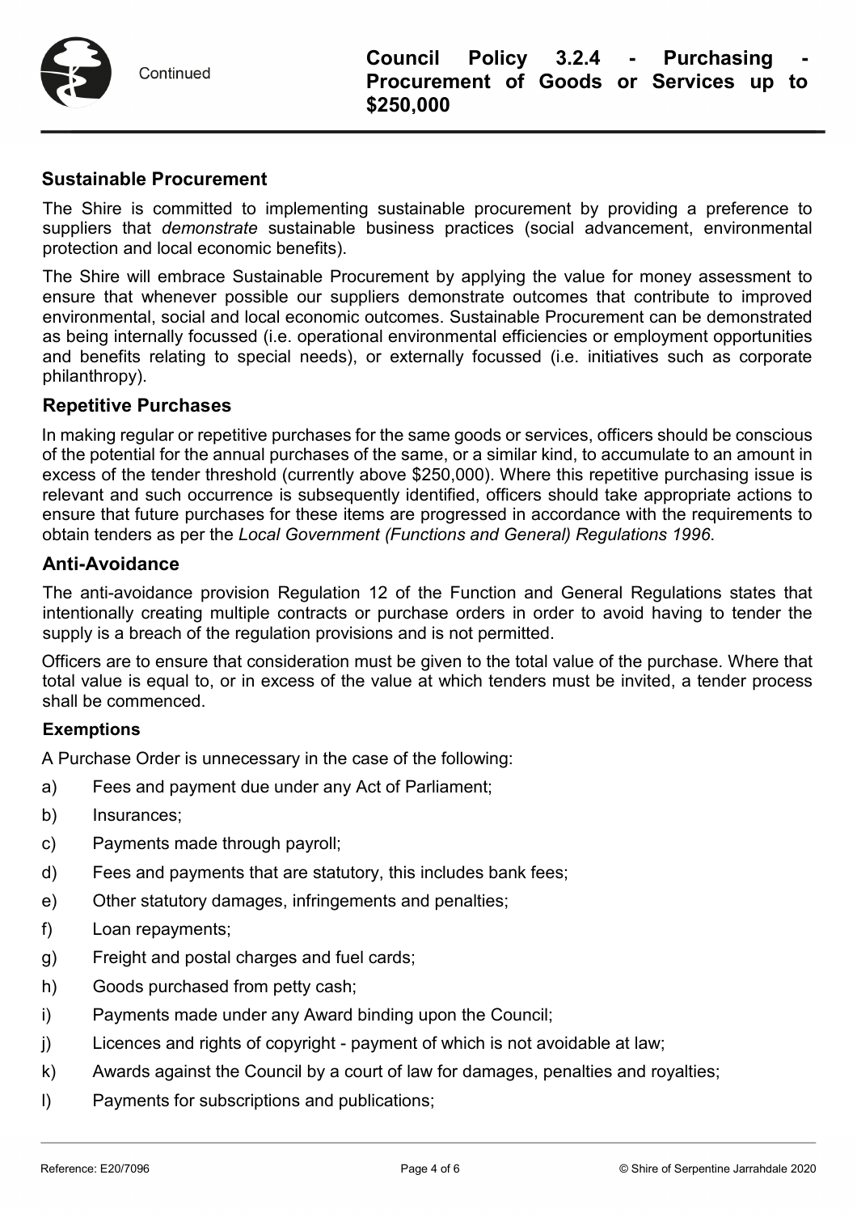## Sustainable Procurement

The Shire is committed to implementing sustainable procurement by providing a preference to suppliers that *demonstrate* sustainable business practices (social advancement, environmental protection and local economic benefits).

The Shire will embrace Sustainable Procurement by applying the value for money assessment to ensure that whenever possible our suppliers demonstrate outcomes that contribute to improved environmental, social and local economic outcomes. Sustainable Procurement can be demonstrated as being internally focussed (i.e. operational environmental efficiencies or employment opportunities and benefits relating to special needs), or externally focussed (i.e. initiatives such as corporate philanthropy).

## Repetitive Purchases

In making regular or repetitive purchases for the same goods or services, officers should be conscious of the potential for the annual purchases of the same, or a similar kind, to accumulate to an amount in excess of the tender threshold (currently above $250,000). Where this repetitive purchasing issue is relevant and such occurrence is subsequently identified, officers should take appropriate actions to ensure that future purchases for these items are progressed in accordance with the requirements to obtain tenders as per the *Local Government (Functions and General) Regulations 1996*.

## Anti-Avoidance

The anti-avoidance provision Regulation 12 of the Function and General Regulations states that intentionally creating multiple contracts or purchase orders in order to avoid having to tender the supply is a breach of the regulation provisions and is not permitted.

Officers are to ensure that consideration must be given to the total value of the purchase. Where that total value is equal to, or in excess of the value at which tenders must be invited, a tender process shall be commenced.

### Exemptions

A Purchase Order is unnecessary in the case of the following:

a) Fees and payment due under any Act of Parliament;

b) Insurances;

c) Payments made through payroll;

d) Fees and payments that are statutory, this includes bank fees;

e) Other statutory damages, infringements and penalties;

f) Loan repayments;

g) Freight and postal charges and fuel cards;

h) Goods purchased from petty cash;

i) Payments made under any Award binding upon the Council;

j) Licences and rights of copyright - payment of which is not avoidable at law;

k) Awards against the Council by a court of law for damages, penalties and royalties;

l) Payments for subscriptions and publications;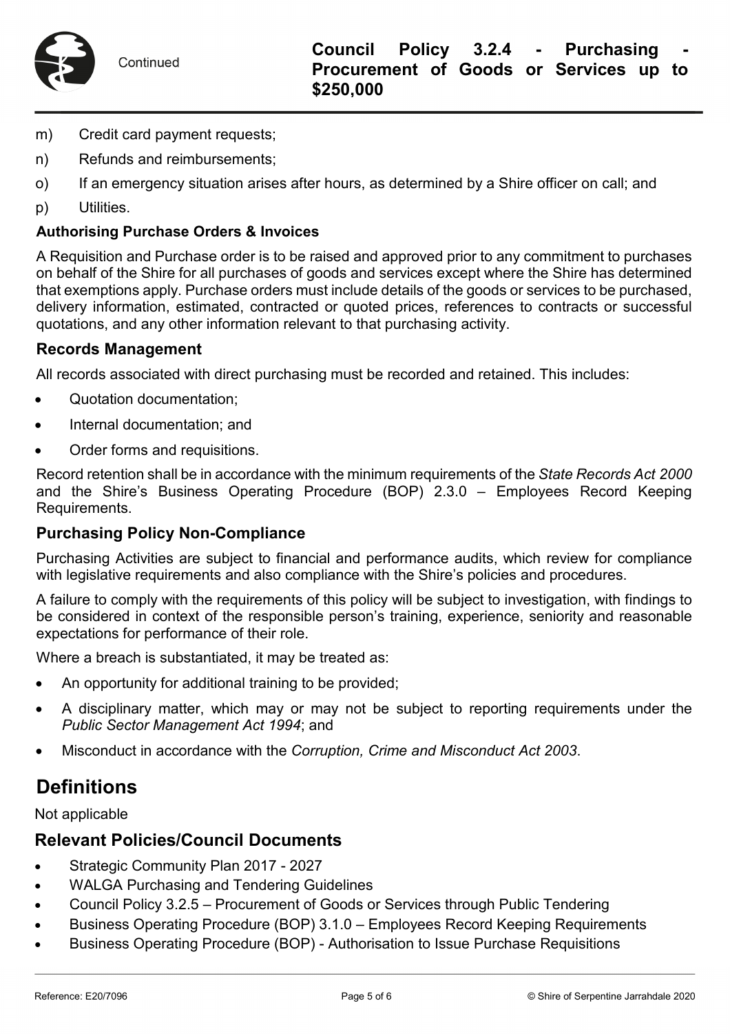m) Credit card payment requests;

n) Refunds and reimbursements;

o) If an emergency situation arises after hours, as determined by a Shire officer on call; and

p) Utilities.

**Authorising Purchase Orders & Invoices**

A Requisition and Purchase order is to be raised and approved prior to any commitment to purchases on behalf of the Shire for all purchases of goods and services except where the Shire has determined that exemptions apply. Purchase orders must include details of the goods or services to be purchased, delivery information, estimated, contracted or quoted prices, references to contracts or successful quotations, and any other information relevant to that purchasing activity.

### Records Management

All records associated with direct purchasing must be recorded and retained. This includes:

- Quotation documentation;
- Internal documentation; and
- Order forms and requisitions.

Record retention shall be in accordance with the minimum requirements of the *State Records Act 2000* and the Shire's Business Operating Procedure (BOP) 2.3.0 – Employees Record Keeping Requirements.

### Purchasing Policy Non-Compliance

Purchasing Activities are subject to financial and performance audits, which review for compliance with legislative requirements and also compliance with the Shire's policies and procedures.

A failure to comply with the requirements of this policy will be subject to investigation, with findings to be considered in context of the responsible person's training, experience, seniority and reasonable expectations for performance of their role.

Where a breach is substantiated, it may be treated as:

- An opportunity for additional training to be provided;
- A disciplinary matter, which may or may not be subject to reporting requirements under the *Public Sector Management Act 1994*; and
- Misconduct in accordance with the *Corruption, Crime and Misconduct Act 2003*.

## Definitions

Not applicable

### Relevant Policies/Council Documents

- Strategic Community Plan 2017 - 2027
- WALGA Purchasing and Tendering Guidelines
- Council Policy 3.2.5 – Procurement of Goods or Services through Public Tendering
- Business Operating Procedure (BOP) 3.1.0 – Employees Record Keeping Requirements
- Business Operating Procedure (BOP) - Authorisation to Issue Purchase Requisitions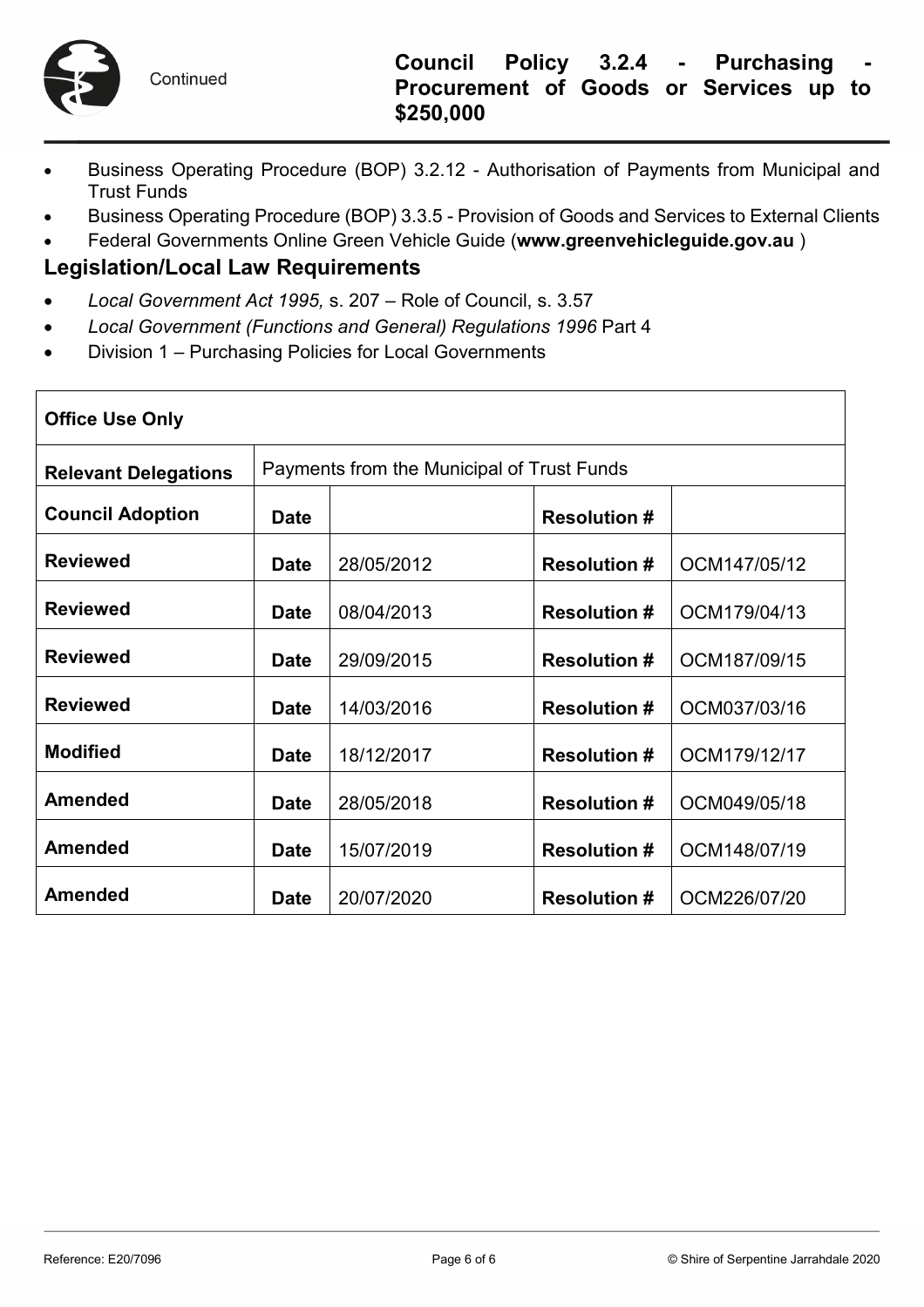- Business Operating Procedure (BOP) 3.2.12 - Authorisation of Payments from Municipal and Trust Funds
- Business Operating Procedure (BOP) 3.3.5 - Provision of Goods and Services to External Clients
- Federal Governments Online Green Vehicle Guide (**www.greenvehicleguide.gov.au** )

## Legislation/Local Law Requirements

- *Local Government Act 1995,* s. 207 – Role of Council, s. 3.57
- *Local Government (Functions and General) Regulations 1996* Part 4
- Division 1 – Purchasing Policies for Local Governments

| **Office Use Only** | | | | |
|---|---|---|---|---|
| **Relevant Delegations** | Payments from the Municipal of Trust Funds | | | |
| **Council Adoption** | **Date** | | **Resolution #** | |
| **Reviewed** | **Date** | 28/05/2012 | **Resolution #** | OCM147/05/12 |
| **Reviewed** | **Date** | 08/04/2013 | **Resolution #** | OCM179/04/13 |
| **Reviewed** | **Date** | 29/09/2015 | **Resolution #** | OCM187/09/15 |
| **Reviewed** | **Date** | 14/03/2016 | **Resolution #** | OCM037/03/16 |
| **Modified** | **Date** | 18/12/2017 | **Resolution #** | OCM179/12/17 |
| **Amended** | **Date** | 28/05/2018 | **Resolution #** | OCM049/05/18 |
| **Amended** | **Date** | 15/07/2019 | **Resolution #** | OCM148/07/19 |
| **Amended** | **Date** | 20/07/2020 | **Resolution #** | OCM226/07/20 |